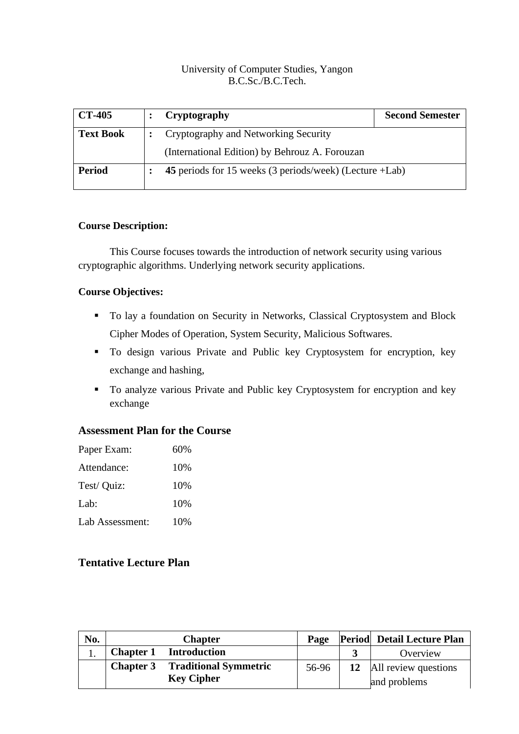University of Computer Studies, Yangon
B.C.Sc./B.C.Tech.

| **CT-405** | **:** | **Cryptography** | **Second Semester** |
|---|---|---|---|
| **Text Book** | **:** | Cryptography and Networking Security (International Edition) by Behrouz A. Forouzan | |
| **Period** | **:** | **45** periods for 15 weeks (3 periods/week) (Lecture +Lab) | |

**Course Description:**

This Course focuses towards the introduction of network security using various cryptographic algorithms. Underlying network security applications.

**Course Objectives:**

- To lay a foundation on Security in Networks, Classical Cryptosystem and Block Cipher Modes of Operation, System Security, Malicious Softwares.
- To design various Private and Public key Cryptosystem for encryption, key exchange and hashing,
- To analyze various Private and Public key Cryptosystem for encryption and key exchange

## Assessment Plan for the Course

Paper Exam: 60%

Attendance: 10%

Test/ Quiz: 10%

Lab: 10%

Lab Assessment: 10%

## Tentative Lecture Plan

| No. | Chapter | Page | Period | Detail Lecture Plan |
|---|---|---|---|---|
| 1. | **Chapter 1 Introduction** | | **3** | Overview |
| | **Chapter 3 Traditional Symmetric Key Cipher** | 56-96 | **12** | All review questions and problems |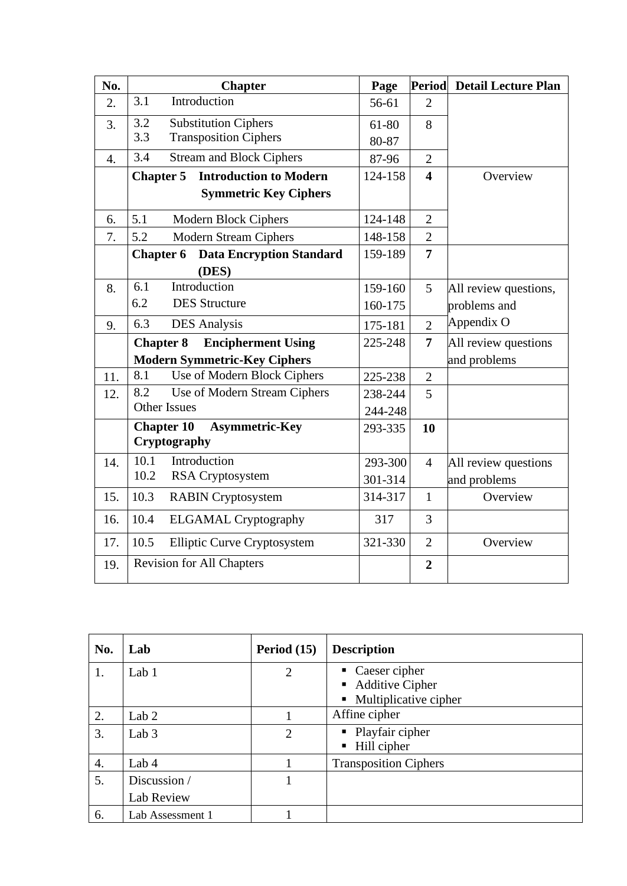| No. | Chapter | Page | Period | Detail Lecture Plan |
|---|---|---|---|---|
| 2. | 3.1 Introduction | 56-61 | 2 | |
| 3. | 3.2 Substitution Ciphers<br>3.3 Transposition Ciphers | 61-80<br>80-87 | 8 | |
| 4. | 3.4 Stream and Block Ciphers | 87-96 | 2 | |
| | **Chapter 5 Introduction to Modern Symmetric Key Ciphers** | 124-158 | **4** | Overview |
| 6. | 5.1 Modern Block Ciphers | 124-148 | 2 | |
| 7. | 5.2 Modern Stream Ciphers | 148-158 | 2 | |
| | **Chapter 6 Data Encryption Standard (DES)** | 159-189 | **7** | |
| 8. | 6.1 Introduction<br>6.2 DES Structure | 159-160<br>160-175 | 5 | All review questions, problems and Appendix O |
| 9. | 6.3 DES Analysis | 175-181 | 2 | |
| | **Chapter 8 Encipherment Using Modern Symmetric-Key Ciphers** | 225-248 | **7** | All review questions and problems |
| 11. | 8.1 Use of Modern Block Ciphers | 225-238 | 2 | |
| 12. | 8.2 Use of Modern Stream Ciphers<br>Other Issues | 238-244<br>244-248 | 5 | |
| | **Chapter 10 Asymmetric-Key Cryptography** | 293-335 | **10** | |
| 14. | 10.1 Introduction<br>10.2 RSA Cryptosystem | 293-300<br>301-314 | 4 | All review questions and problems |
| 15. | 10.3 RABIN Cryptosystem | 314-317 | 1 | Overview |
| 16. | 10.4 ELGAMAL Cryptography | 317 | 3 | |
| 17. | 10.5 Elliptic Curve Cryptosystem | 321-330 | 2 | Overview |
| 19. | Revision for All Chapters | | **2** | |

| No. | Lab | Period (15) | Description |
|---|---|---|---|
| 1. | Lab 1 | 2 | ▪ Caeser cipher<br>▪ Additive Cipher<br>▪ Multiplicative cipher |
| 2. | Lab 2 | 1 | Affine cipher |
| 3. | Lab 3 | 2 | ▪ Playfair cipher<br>▪ Hill cipher |
| 4. | Lab 4 | 1 | Transposition Ciphers |
| 5. | Discussion / Lab Review | 1 | |
| 6. | Lab Assessment 1 | 1 | |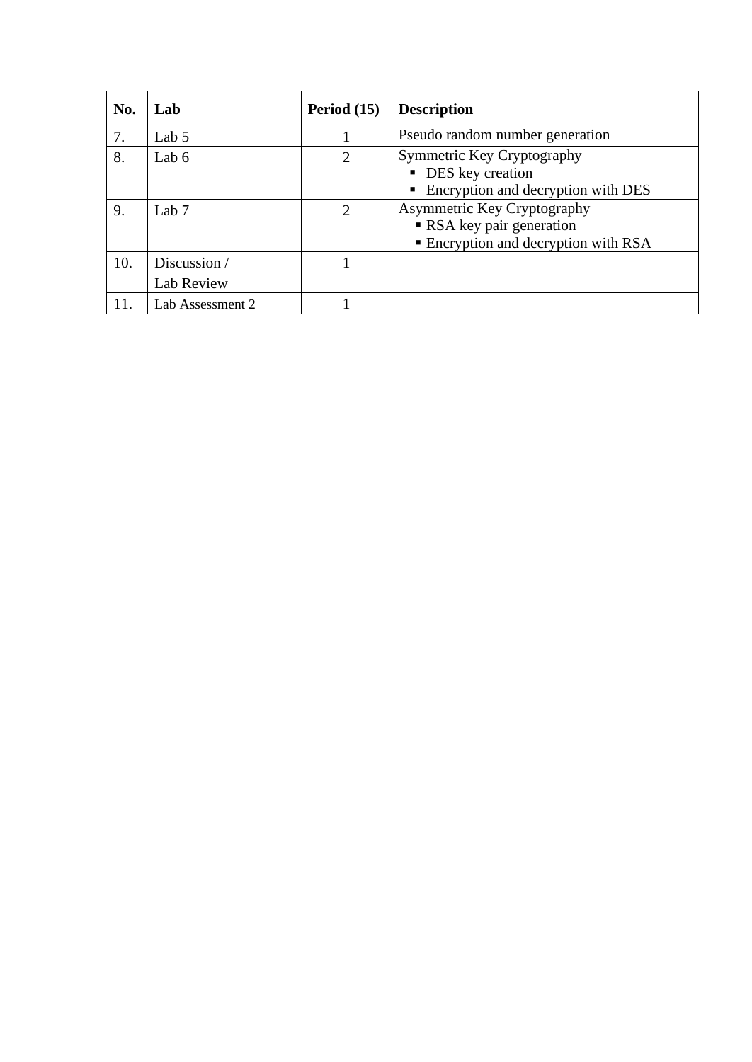| No. | Lab | Period (15) | Description |
|---|---|---|---|
| 7. | Lab 5 | 1 | Pseudo random number generation |
| 8. | Lab 6 | 2 | Symmetric Key Cryptography<br>▪ DES key creation<br>▪ Encryption and decryption with DES |
| 9. | Lab 7 | 2 | Asymmetric Key Cryptography<br>▪ RSA key pair generation<br>▪ Encryption and decryption with RSA |
| 10. | Discussion / Lab Review | 1 | |
| 11. | Lab Assessment 2 | 1 | |